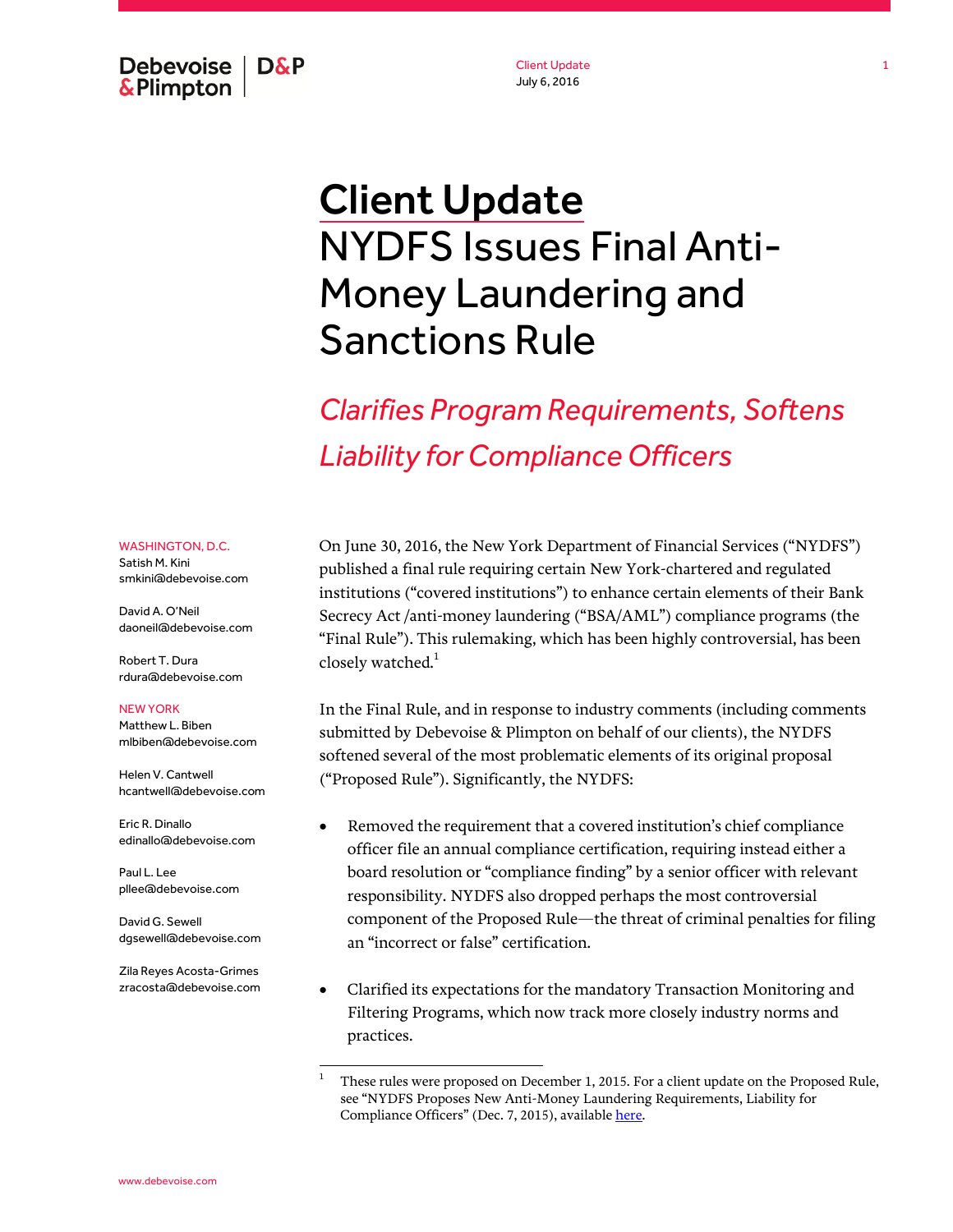Client Update
July 6, 2016

# Client Update

## NYDFS Issues Final Anti-Money Laundering and Sanctions Rule

### *Clarifies Program Requirements, Softens Liability for Compliance Officers*

WASHINGTON, D.C.
Satish M. Kini
smkini@debevoise.com

David A. O'Neil
daoneil@debevoise.com

Robert T. Dura
rdura@debevoise.com

NEW YORK
Matthew L. Biben
mlbiben@debevoise.com

Helen V. Cantwell
hcantwell@debevoise.com

Eric R. Dinallo
edinallo@debevoise.com

Paul L. Lee
pllee@debevoise.com

David G. Sewell
dgsewell@debevoise.com

Zila Reyes Acosta-Grimes
zracosta@debevoise.com

On June 30, 2016, the New York Department of Financial Services ("NYDFS") published a final rule requiring certain New York-chartered and regulated institutions ("covered institutions") to enhance certain elements of their Bank Secrecy Act /anti-money laundering ("BSA/AML") compliance programs (the "Final Rule"). This rulemaking, which has been highly controversial, has been closely watched.[1]

In the Final Rule, and in response to industry comments (including comments submitted by Debevoise & Plimpton on behalf of our clients), the NYDFS softened several of the most problematic elements of its original proposal ("Proposed Rule"). Significantly, the NYDFS:

- Removed the requirement that a covered institution's chief compliance officer file an annual compliance certification, requiring instead either a board resolution or "compliance finding" by a senior officer with relevant responsibility. NYDFS also dropped perhaps the most controversial component of the Proposed Rule—the threat of criminal penalties for filing an "incorrect or false" certification.

- Clarified its expectations for the mandatory Transaction Monitoring and Filtering Programs, which now track more closely industry norms and practices.

[1] These rules were proposed on December 1, 2015. For a client update on the Proposed Rule, see "NYDFS Proposes New Anti-Money Laundering Requirements, Liability for Compliance Officers" (Dec. 7, 2015), available here.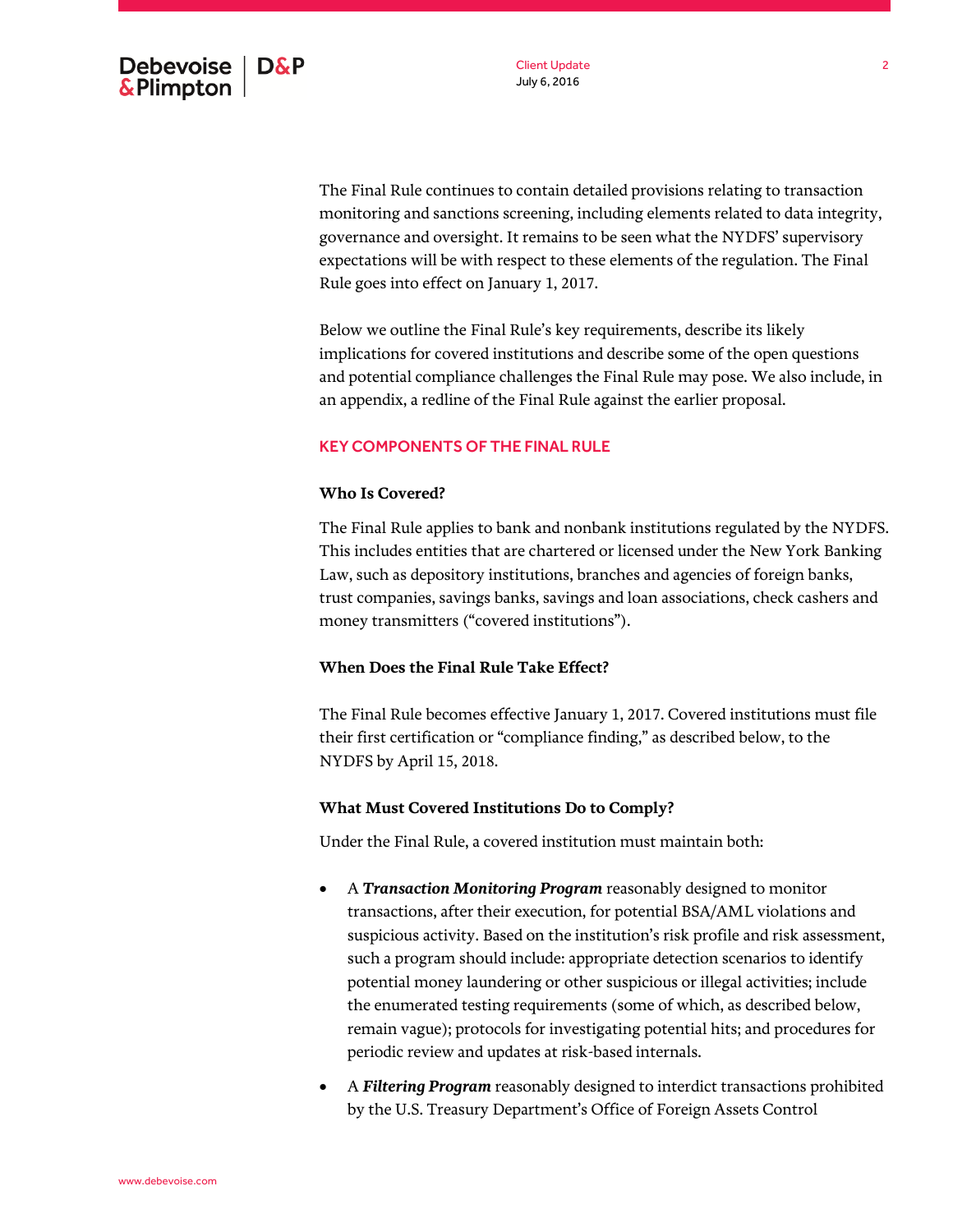The Final Rule continues to contain detailed provisions relating to transaction monitoring and sanctions screening, including elements related to data integrity, governance and oversight. It remains to be seen what the NYDFS' supervisory expectations will be with respect to these elements of the regulation. The Final Rule goes into effect on January 1, 2017.

Below we outline the Final Rule's key requirements, describe its likely implications for covered institutions and describe some of the open questions and potential compliance challenges the Final Rule may pose. We also include, in an appendix, a redline of the Final Rule against the earlier proposal.

## KEY COMPONENTS OF THE FINAL RULE

### Who Is Covered?

The Final Rule applies to bank and nonbank institutions regulated by the NYDFS. This includes entities that are chartered or licensed under the New York Banking Law, such as depository institutions, branches and agencies of foreign banks, trust companies, savings banks, savings and loan associations, check cashers and money transmitters ("covered institutions").

### When Does the Final Rule Take Effect?

The Final Rule becomes effective January 1, 2017. Covered institutions must file their first certification or "compliance finding," as described below, to the NYDFS by April 15, 2018.

### What Must Covered Institutions Do to Comply?

Under the Final Rule, a covered institution must maintain both:

- A ***Transaction Monitoring Program*** reasonably designed to monitor transactions, after their execution, for potential BSA/AML violations and suspicious activity. Based on the institution's risk profile and risk assessment, such a program should include: appropriate detection scenarios to identify potential money laundering or other suspicious or illegal activities; include the enumerated testing requirements (some of which, as described below, remain vague); protocols for investigating potential hits; and procedures for periodic review and updates at risk-based internals.
- A ***Filtering Program*** reasonably designed to interdict transactions prohibited by the U.S. Treasury Department's Office of Foreign Assets Control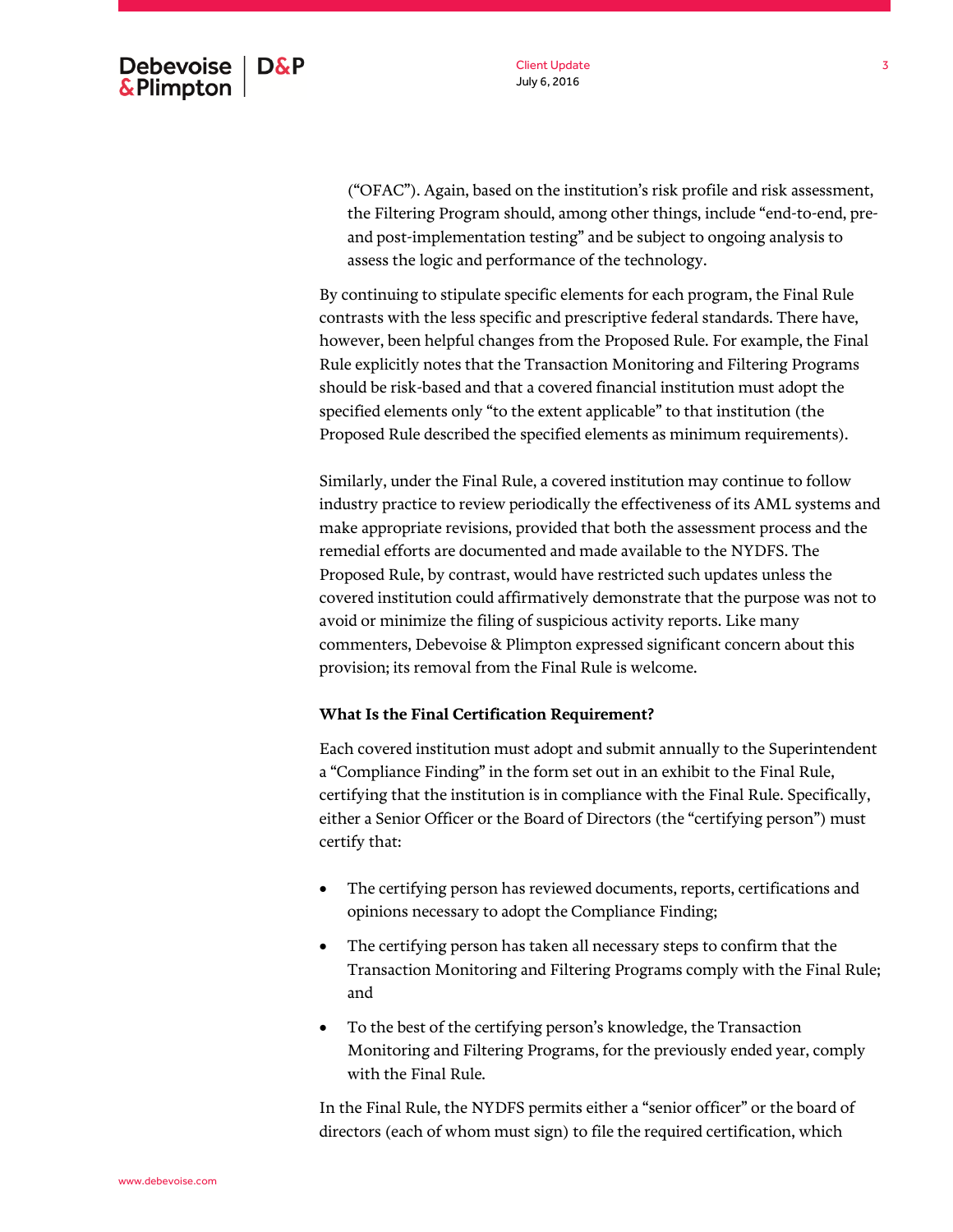("OFAC"). Again, based on the institution's risk profile and risk assessment, the Filtering Program should, among other things, include "end-to-end, pre- and post-implementation testing" and be subject to ongoing analysis to assess the logic and performance of the technology.

By continuing to stipulate specific elements for each program, the Final Rule contrasts with the less specific and prescriptive federal standards. There have, however, been helpful changes from the Proposed Rule. For example, the Final Rule explicitly notes that the Transaction Monitoring and Filtering Programs should be risk-based and that a covered financial institution must adopt the specified elements only "to the extent applicable" to that institution (the Proposed Rule described the specified elements as minimum requirements).

Similarly, under the Final Rule, a covered institution may continue to follow industry practice to review periodically the effectiveness of its AML systems and make appropriate revisions, provided that both the assessment process and the remedial efforts are documented and made available to the NYDFS. The Proposed Rule, by contrast, would have restricted such updates unless the covered institution could affirmatively demonstrate that the purpose was not to avoid or minimize the filing of suspicious activity reports. Like many commenters, Debevoise & Plimpton expressed significant concern about this provision; its removal from the Final Rule is welcome.

**What Is the Final Certification Requirement?**

Each covered institution must adopt and submit annually to the Superintendent a "Compliance Finding" in the form set out in an exhibit to the Final Rule, certifying that the institution is in compliance with the Final Rule. Specifically, either a Senior Officer or the Board of Directors (the "certifying person") must certify that:

- The certifying person has reviewed documents, reports, certifications and opinions necessary to adopt the Compliance Finding;
- The certifying person has taken all necessary steps to confirm that the Transaction Monitoring and Filtering Programs comply with the Final Rule; and
- To the best of the certifying person's knowledge, the Transaction Monitoring and Filtering Programs, for the previously ended year, comply with the Final Rule.

In the Final Rule, the NYDFS permits either a "senior officer" or the board of directors (each of whom must sign) to file the required certification, which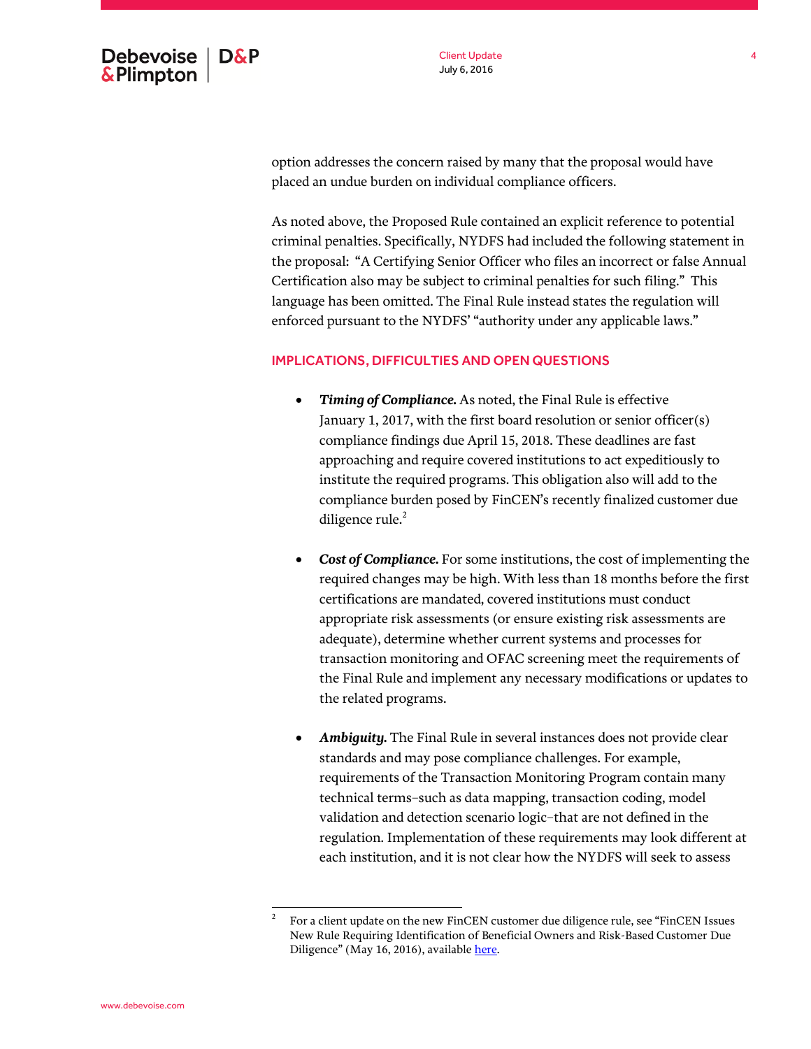option addresses the concern raised by many that the proposal would have placed an undue burden on individual compliance officers.

As noted above, the Proposed Rule contained an explicit reference to potential criminal penalties. Specifically, NYDFS had included the following statement in the proposal: "A Certifying Senior Officer who files an incorrect or false Annual Certification also may be subject to criminal penalties for such filing." This language has been omitted. The Final Rule instead states the regulation will enforced pursuant to the NYDFS' "authority under any applicable laws."

## IMPLICATIONS, DIFFICULTIES AND OPEN QUESTIONS

- ***Timing of Compliance.*** As noted, the Final Rule is effective January 1, 2017, with the first board resolution or senior officer(s) compliance findings due April 15, 2018. These deadlines are fast approaching and require covered institutions to act expeditiously to institute the required programs. This obligation also will add to the compliance burden posed by FinCEN's recently finalized customer due diligence rule.[2]

- ***Cost of Compliance.*** For some institutions, the cost of implementing the required changes may be high. With less than 18 months before the first certifications are mandated, covered institutions must conduct appropriate risk assessments (or ensure existing risk assessments are adequate), determine whether current systems and processes for transaction monitoring and OFAC screening meet the requirements of the Final Rule and implement any necessary modifications or updates to the related programs.

- ***Ambiguity.*** The Final Rule in several instances does not provide clear standards and may pose compliance challenges. For example, requirements of the Transaction Monitoring Program contain many technical terms–such as data mapping, transaction coding, model validation and detection scenario logic–that are not defined in the regulation. Implementation of these requirements may look different at each institution, and it is not clear how the NYDFS will seek to assess

---

[2] For a client update on the new FinCEN customer due diligence rule, see "FinCEN Issues New Rule Requiring Identification of Beneficial Owners and Risk-Based Customer Due Diligence" (May 16, 2016), available here.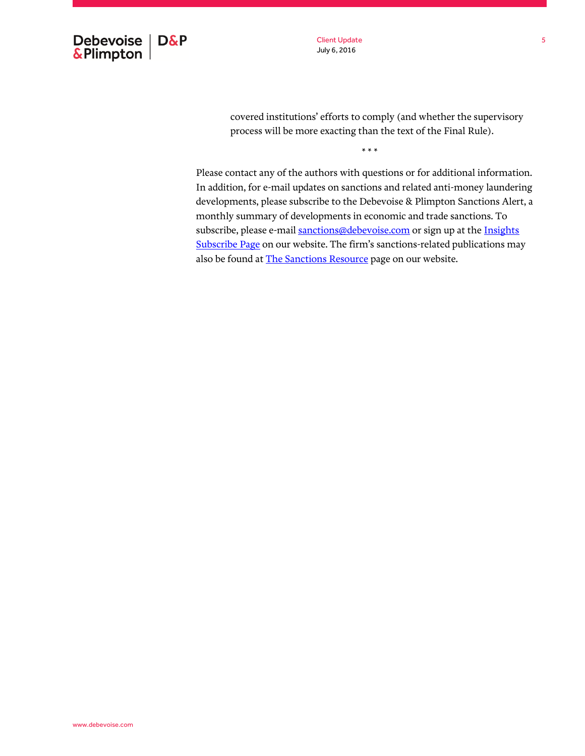covered institutions' efforts to comply (and whether the supervisory process will be more exacting than the text of the Final Rule).

\* \* \*

Please contact any of the authors with questions or for additional information. In addition, for e-mail updates on sanctions and related anti-money laundering developments, please subscribe to the Debevoise & Plimpton Sanctions Alert, a monthly summary of developments in economic and trade sanctions. To subscribe, please e-mail sanctions@debevoise.com or sign up at the Insights Subscribe Page on our website. The firm's sanctions-related publications may also be found at The Sanctions Resource page on our website.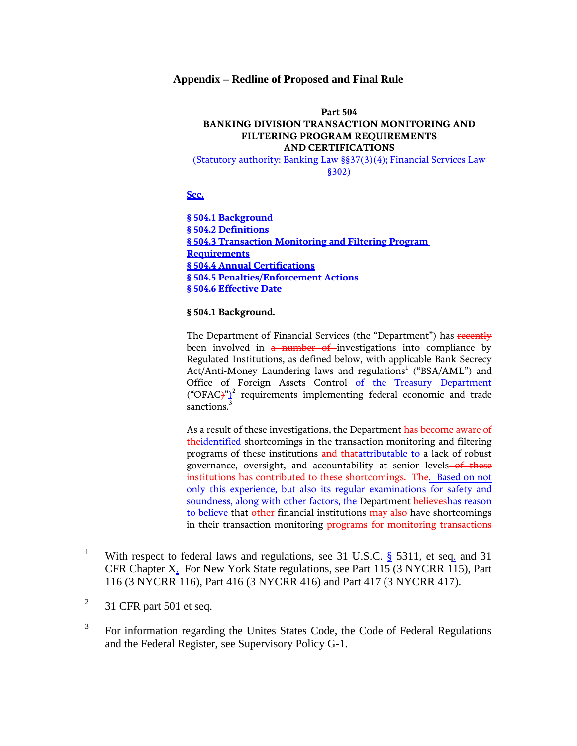# Appendix – Redline of Proposed and Final Rule

**Part 504**
**BANKING DIVISION TRANSACTION MONITORING AND FILTERING PROGRAM REQUIREMENTS AND CERTIFICATIONS**
<u>(Statutory authority: Banking Law §§37(3)(4); Financial Services Law §302)</u>

<u>**Sec.**</u>

<u>**§ 504.1 Background**</u>
<u>**§ 504.2 Definitions**</u>
<u>**§ 504.3 Transaction Monitoring and Filtering Program Requirements**</u>
<u>**§ 504.4 Annual Certifications**</u>
<u>**§ 504.5 Penalties/Enforcement Actions**</u>
<u>**§ 504.6 Effective Date**</u>

**§ 504.1 Background.**

The Department of Financial Services (the "Department") has ~~recently~~ been involved in ~~a number of~~ investigations into compliance by Regulated Institutions, as defined below, with applicable Bank Secrecy Act/Anti-Money Laundering laws and regulations[1] ("BSA/AML") and Office of Foreign Assets Control <u>of the Treasury Department</u> ("OFAC~~)~~<u>")</u>[2] requirements implementing federal economic and trade sanctions.[3]

As a result of these investigations, the Department ~~has become aware of the~~<u>identified</u> shortcomings in the transaction monitoring and filtering programs of these institutions ~~and that~~<u>attributable to</u> a lack of robust governance, oversight, and accountability at senior levels ~~of these institutions has contributed to these shortcomings. The~~<u>. Based on not only this experience, but also its regular examinations for safety and soundness, along with other factors, the</u> Department ~~believes~~<u>has reason to believe</u> that ~~other~~ financial institutions ~~may also~~ have shortcomings in their transaction monitoring ~~programs for monitoring transactions~~

---

[1] With respect to federal laws and regulations, see 31 U.S.C. <u>§</u> 5311, et seq<u>.</u> and 31 CFR Chapter X<u>.</u> For New York State regulations, see Part 115 (3 NYCRR 115), Part 116 (3 NYCRR 116), Part 416 (3 NYCRR 416) and Part 417 (3 NYCRR 417).

[2] 31 CFR part 501 et seq.

[3] For information regarding the Unites States Code, the Code of Federal Regulations and the Federal Register, see Supervisory Policy G-1.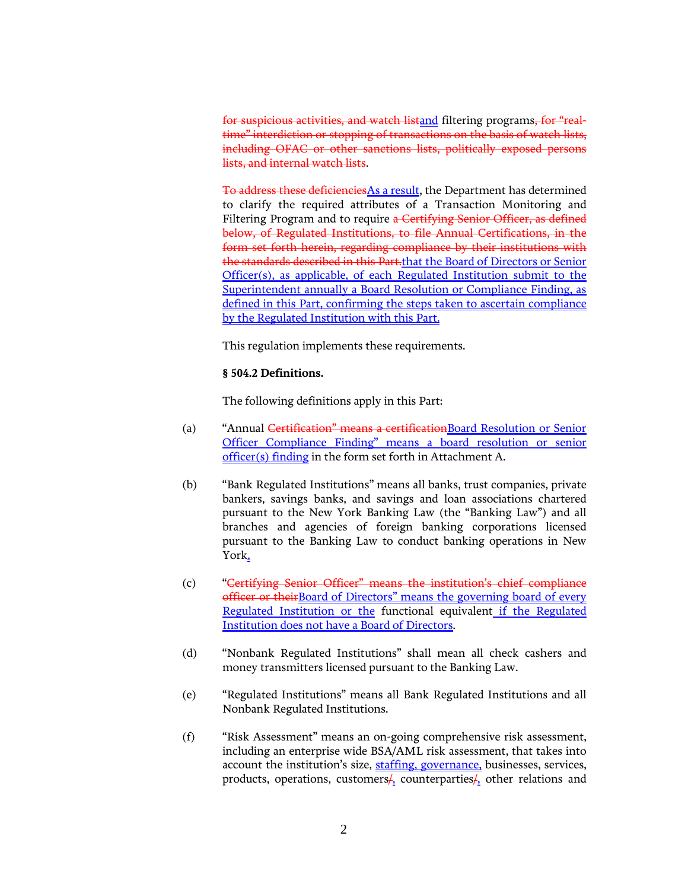~~for suspicious activities, and watch list~~<u>and</u> filtering programs~~, for "real-time" interdiction or stopping of transactions on the basis of watch lists, including OFAC or other sanctions lists, politically exposed persons lists, and internal watch lists~~.

~~To address these deficiencies~~<u>As a result</u>, the Department has determined to clarify the required attributes of a Transaction Monitoring and Filtering Program and to require ~~a Certifying Senior Officer, as defined below, of Regulated Institutions, to file Annual Certifications, in the form set forth herein, regarding compliance by their institutions with the standards described in this Part.~~<u>that the Board of Directors or Senior Officer(s), as applicable, of each Regulated Institution submit to the Superintendent annually a Board Resolution or Compliance Finding, as defined in this Part, confirming the steps taken to ascertain compliance by the Regulated Institution with this Part.</u>

This regulation implements these requirements.

**§ 504.2 Definitions.**

The following definitions apply in this Part:

(a) "Annual ~~Certification" means a certification~~<u>Board Resolution or Senior Officer Compliance Finding" means a board resolution or senior officer(s) finding</u> in the form set forth in Attachment A.

(b) "Bank Regulated Institutions" means all banks, trust companies, private bankers, savings banks, and savings and loan associations chartered pursuant to the New York Banking Law (the "Banking Law") and all branches and agencies of foreign banking corporations licensed pursuant to the Banking Law to conduct banking operations in New York<u>.</u>

(c) "~~Certifying Senior Officer" means the institution's chief compliance officer or their~~<u>Board of Directors" means the governing board of every Regulated Institution or the</u> functional equivalent<u> if the Regulated Institution does not have a Board of Directors</u>.

(d) "Nonbank Regulated Institutions" shall mean all check cashers and money transmitters licensed pursuant to the Banking Law.

(e) "Regulated Institutions" means all Bank Regulated Institutions and all Nonbank Regulated Institutions.

(f) "Risk Assessment" means an on-going comprehensive risk assessment, including an enterprise wide BSA/AML risk assessment, that takes into account the institution's size, <u>staffing, governance,</u> businesses, services, products, operations, customers~~/~~<u>,</u> counterparties~~/~~<u>,</u> other relations and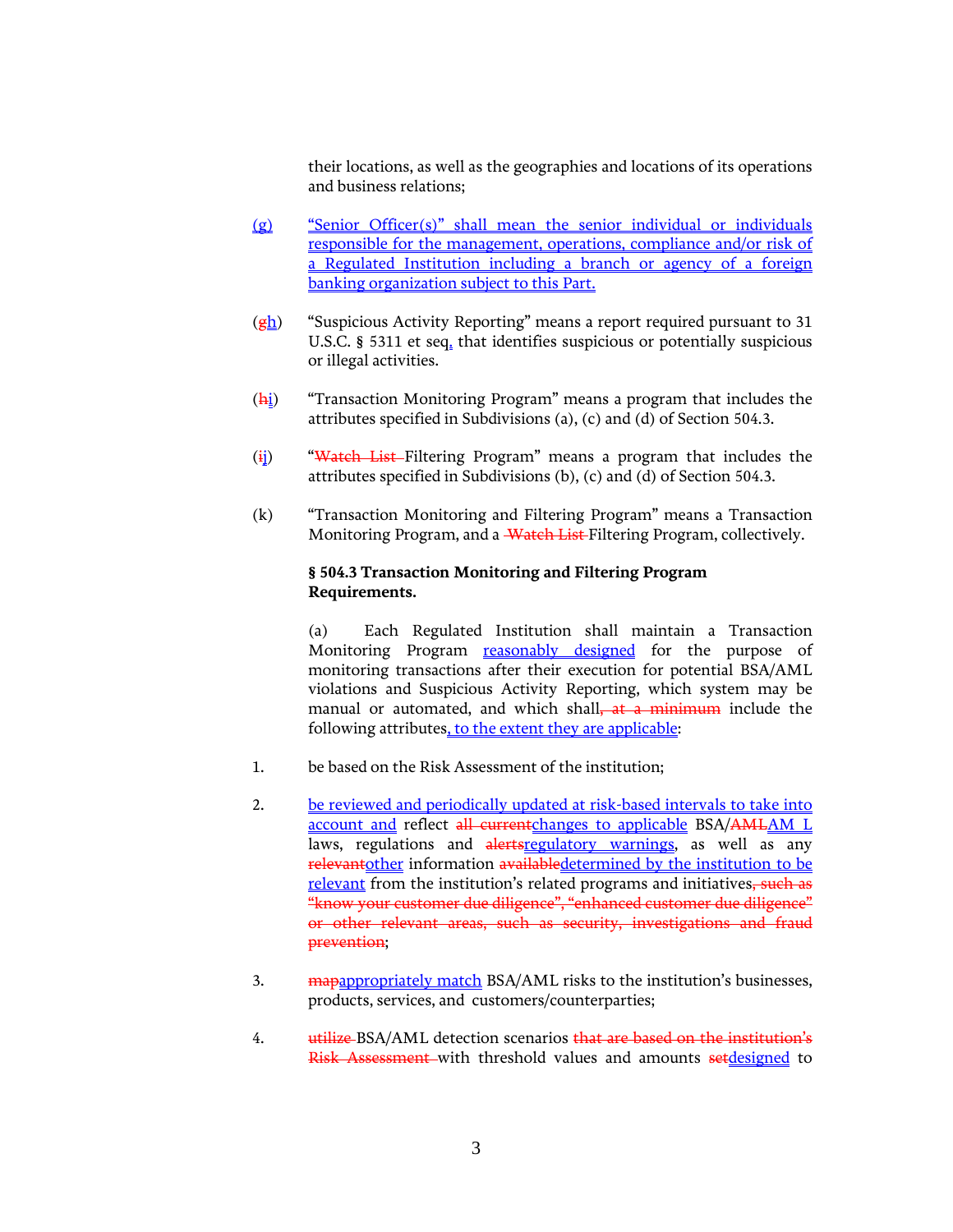their locations, as well as the geographies and locations of its operations and business relations;

<u>(g)</u> <u>"Senior Officer(s)" shall mean the senior individual or individuals responsible for the management, operations, compliance and/or risk of a Regulated Institution including a branch or agency of a foreign banking organization subject to this Part.</u>

(~~g~~<u>h</u>) "Suspicious Activity Reporting" means a report required pursuant to 31 U.S.C. § 5311 et seq<u>.</u> that identifies suspicious or potentially suspicious or illegal activities.

(~~h~~<u>i</u>) "Transaction Monitoring Program" means a program that includes the attributes specified in Subdivisions (a), (c) and (d) of Section 504.3.

(~~i~~<u>j</u>) "~~Watch List~~ Filtering Program" means a program that includes the attributes specified in Subdivisions (b), (c) and (d) of Section 504.3.

(k) "Transaction Monitoring and Filtering Program" means a Transaction Monitoring Program, and a ~~Watch List~~ Filtering Program, collectively.

**§ 504.3 Transaction Monitoring and Filtering Program Requirements.**

(a) Each Regulated Institution shall maintain a Transaction Monitoring Program <u>reasonably designed</u> for the purpose of monitoring transactions after their execution for potential BSA/AML violations and Suspicious Activity Reporting, which system may be manual or automated, and which shall~~, at a minimum~~ include the following attributes<u>, to the extent they are applicable</u>:

1. be based on the Risk Assessment of the institution;

2. <u>be reviewed and periodically updated at risk-based intervals to take into account and</u> reflect ~~all current~~<u>changes to applicable</u> BSA/~~AML~~<u>AM L</u> laws, regulations and ~~alerts~~<u>regulatory warnings</u>, as well as any ~~relevant~~<u>other</u> information ~~available~~<u>determined by the institution to be relevant</u> from the institution's related programs and initiatives~~, such as "know your customer due diligence", "enhanced customer due diligence" or other relevant areas, such as security, investigations and fraud prevention~~;

3. ~~map~~<u>appropriately match</u> BSA/AML risks to the institution's businesses, products, services, and customers/counterparties;

4. ~~utilize~~ BSA/AML detection scenarios ~~that are based on the institution's Risk Assessment~~ with threshold values and amounts ~~set~~<u>designed</u> to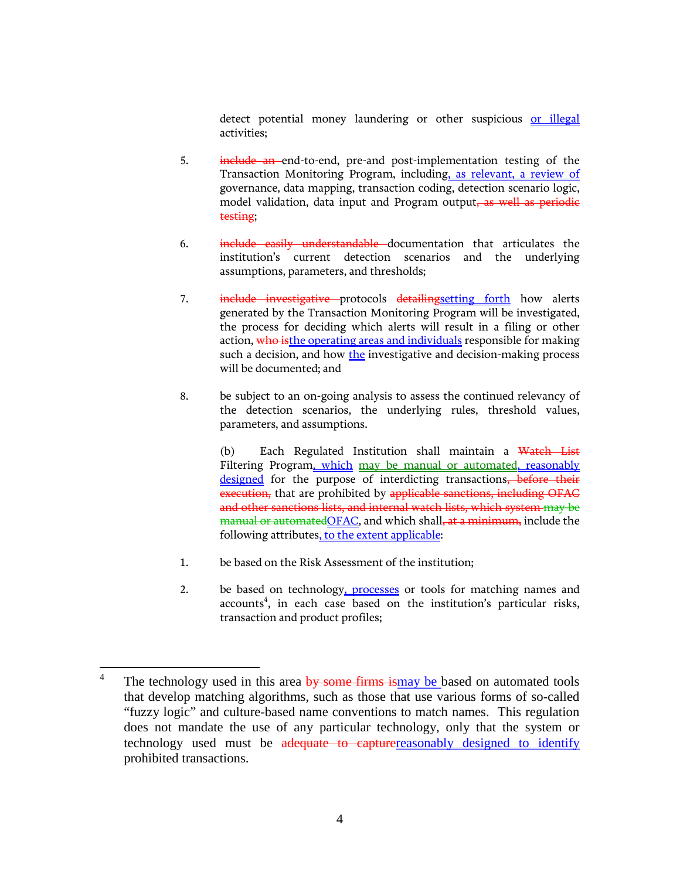detect potential money laundering or other suspicious <u>or illegal</u> activities;

5. ~~include an~~ end-to-end, pre-and post-implementation testing of the Transaction Monitoring Program, including<u>, as relevant, a review of</u> governance, data mapping, transaction coding, detection scenario logic, model validation, data input and Program output~~, as well as periodic testing~~;

6. ~~include easily understandable~~ documentation that articulates the institution's current detection scenarios and the underlying assumptions, parameters, and thresholds;

7. ~~include investigative~~ protocols ~~detailing~~<u>setting forth</u> how alerts generated by the Transaction Monitoring Program will be investigated, the process for deciding which alerts will result in a filing or other action, ~~who is~~<u>the operating areas and individuals</u> responsible for making such a decision, and how <u>the</u> investigative and decision-making process will be documented; and

8. be subject to an on-going analysis to assess the continued relevancy of the detection scenarios, the underlying rules, threshold values, parameters, and assumptions.

(b) Each Regulated Institution shall maintain a ~~Watch List~~ Filtering Program<u>, which</u> <u>may be manual or automated</u><u>, reasonably designed</u> for the purpose of interdicting transactions~~, before their execution,~~ that are prohibited by ~~applicable sanctions, including OFAC and other sanctions lists, and internal watch lists, which system may be manual or automated~~<u>OFAC</u>, and which shall~~, at a minimum,~~ include the following attributes<u>, to the extent applicable</u>:

1. be based on the Risk Assessment of the institution;

2. be based on technology<u>, processes</u> or tools for matching names and accounts[4], in each case based on the institution's particular risks, transaction and product profiles;

---

[4] The technology used in this area ~~by some firms is~~<u>may be</u> based on automated tools that develop matching algorithms, such as those that use various forms of so-called "fuzzy logic" and culture-based name conventions to match names. This regulation does not mandate the use of any particular technology, only that the system or technology used must be ~~adequate to capture~~<u>reasonably designed to identify</u> prohibited transactions.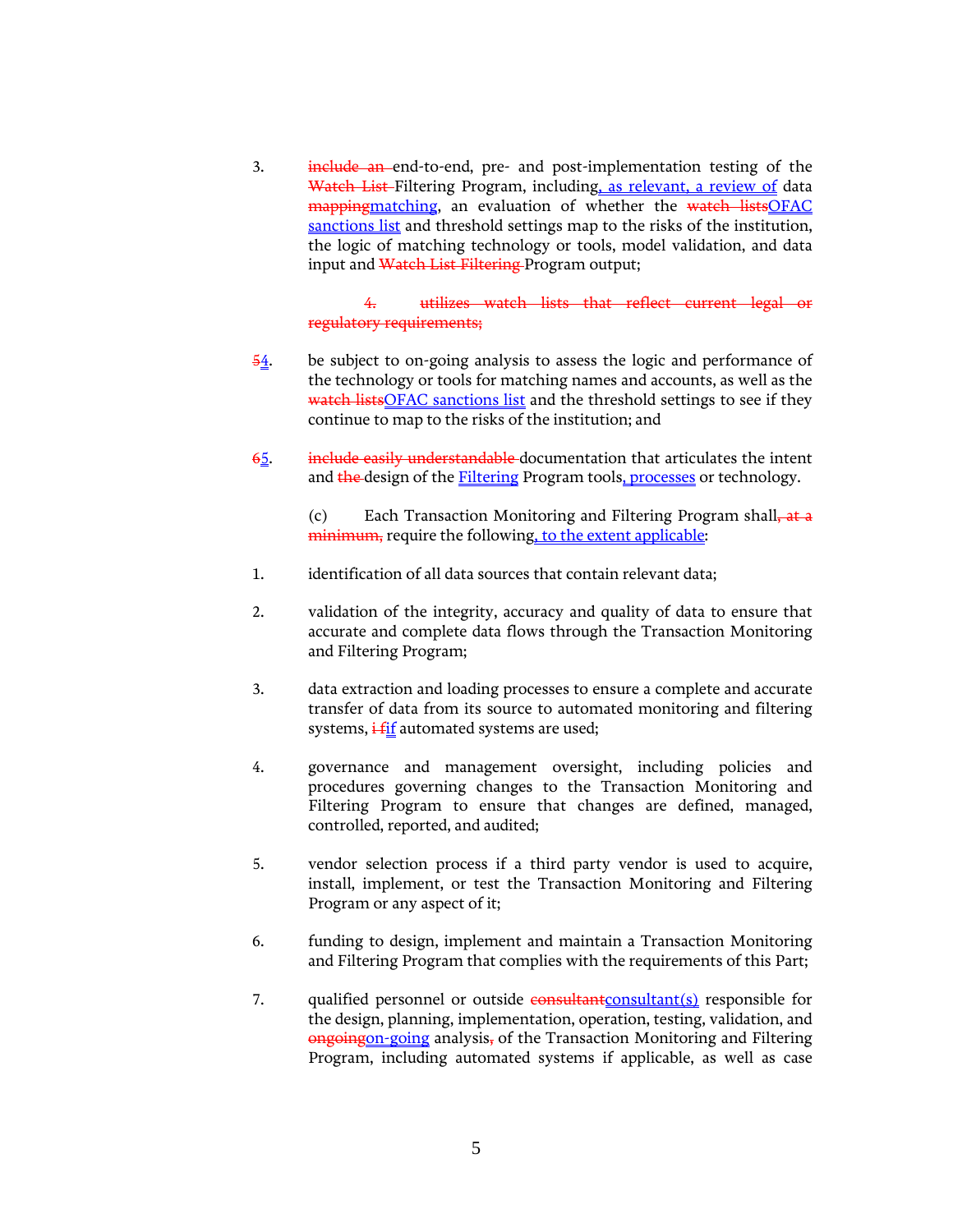3. ~~include an~~ end-to-end, pre- and post-implementation testing of the ~~Watch List~~ Filtering Program, including<u>, as relevant, a review of</u> data ~~mapping~~<u>matching</u>, an evaluation of whether the ~~watch lists~~<u>OFAC sanctions list</u> and threshold settings map to the risks of the institution, the logic of matching technology or tools, model validation, and data input and ~~Watch List Filtering~~ Program output;

~~4. utilizes watch lists that reflect current legal or regulatory requirements;~~

~~5~~<u>4</u>. be subject to on-going analysis to assess the logic and performance of the technology or tools for matching names and accounts, as well as the ~~watch lists~~<u>OFAC sanctions list</u> and the threshold settings to see if they continue to map to the risks of the institution; and

~~6~~<u>5</u>. ~~include easily understandable~~ documentation that articulates the intent and ~~the~~ design of the <u>Filtering</u> Program tools<u>, processes</u> or technology.

(c) Each Transaction Monitoring and Filtering Program shall~~, at a minimum,~~ require the following<u>, to the extent applicable</u>:

1. identification of all data sources that contain relevant data;

2. validation of the integrity, accuracy and quality of data to ensure that accurate and complete data flows through the Transaction Monitoring and Filtering Program;

3. data extraction and loading processes to ensure a complete and accurate transfer of data from its source to automated monitoring and filtering systems, ~~i f~~<u>if</u> automated systems are used;

4. governance and management oversight, including policies and procedures governing changes to the Transaction Monitoring and Filtering Program to ensure that changes are defined, managed, controlled, reported, and audited;

5. vendor selection process if a third party vendor is used to acquire, install, implement, or test the Transaction Monitoring and Filtering Program or any aspect of it;

6. funding to design, implement and maintain a Transaction Monitoring and Filtering Program that complies with the requirements of this Part;

7. qualified personnel or outside ~~consultant~~<u>consultant(s)</u> responsible for the design, planning, implementation, operation, testing, validation, and ~~ongoing~~<u>on-going</u> analysis~~,~~ of the Transaction Monitoring and Filtering Program, including automated systems if applicable, as well as case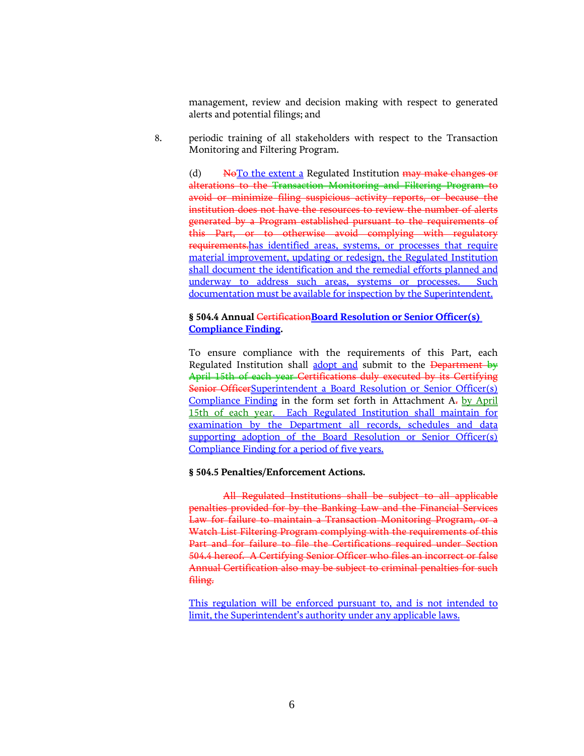management, review and decision making with respect to generated alerts and potential filings; and

8. periodic training of all stakeholders with respect to the Transaction Monitoring and Filtering Program.

(d) ~~No~~To the extent a Regulated Institution ~~may make changes or alterations to the Transaction Monitoring and Filtering Program to avoid or minimize filing suspicious activity reports, or because the institution does not have the resources to review the number of alerts generated by a Program established pursuant to the requirements of this Part, or to otherwise avoid complying with regulatory requirements.~~has identified areas, systems, or processes that require material improvement, updating or redesign, the Regulated Institution shall document the identification and the remedial efforts planned and underway to address such areas, systems or processes. Such documentation must be available for inspection by the Superintendent.

**§ 504.4 Annual ~~Certification~~Board Resolution or Senior Officer(s) Compliance Finding.**

To ensure compliance with the requirements of this Part, each Regulated Institution shall adopt and submit to the ~~Department by April 15th of each year Certifications duly executed by its Certifying Senior Officer~~Superintendent a Board Resolution or Senior Officer(s) Compliance Finding in the form set forth in Attachment A~~.~~ by April 15th of each year. Each Regulated Institution shall maintain for examination by the Department all records, schedules and data supporting adoption of the Board Resolution or Senior Officer(s) Compliance Finding for a period of five years.

**§ 504.5 Penalties/Enforcement Actions.**

~~All Regulated Institutions shall be subject to all applicable penalties provided for by the Banking Law and the Financial Services Law for failure to maintain a Transaction Monitoring Program, or a Watch List Filtering Program complying with the requirements of this Part and for failure to file the Certifications required under Section 504.4 hereof. A Certifying Senior Officer who files an incorrect or false Annual Certification also may be subject to criminal penalties for such filing.~~

This regulation will be enforced pursuant to, and is not intended to limit, the Superintendent's authority under any applicable laws.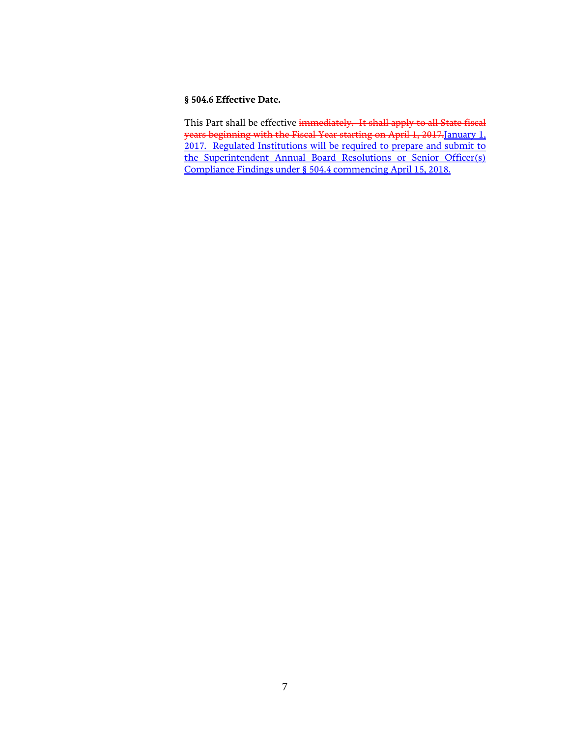**§ 504.6 Effective Date.**

This Part shall be effective ~~immediately. It shall apply to all State fiscal years beginning with the Fiscal Year starting on April 1, 2017.~~ January 1, 2017. Regulated Institutions will be required to prepare and submit to the Superintendent Annual Board Resolutions or Senior Officer(s) Compliance Findings under § 504.4 commencing April 15, 2018.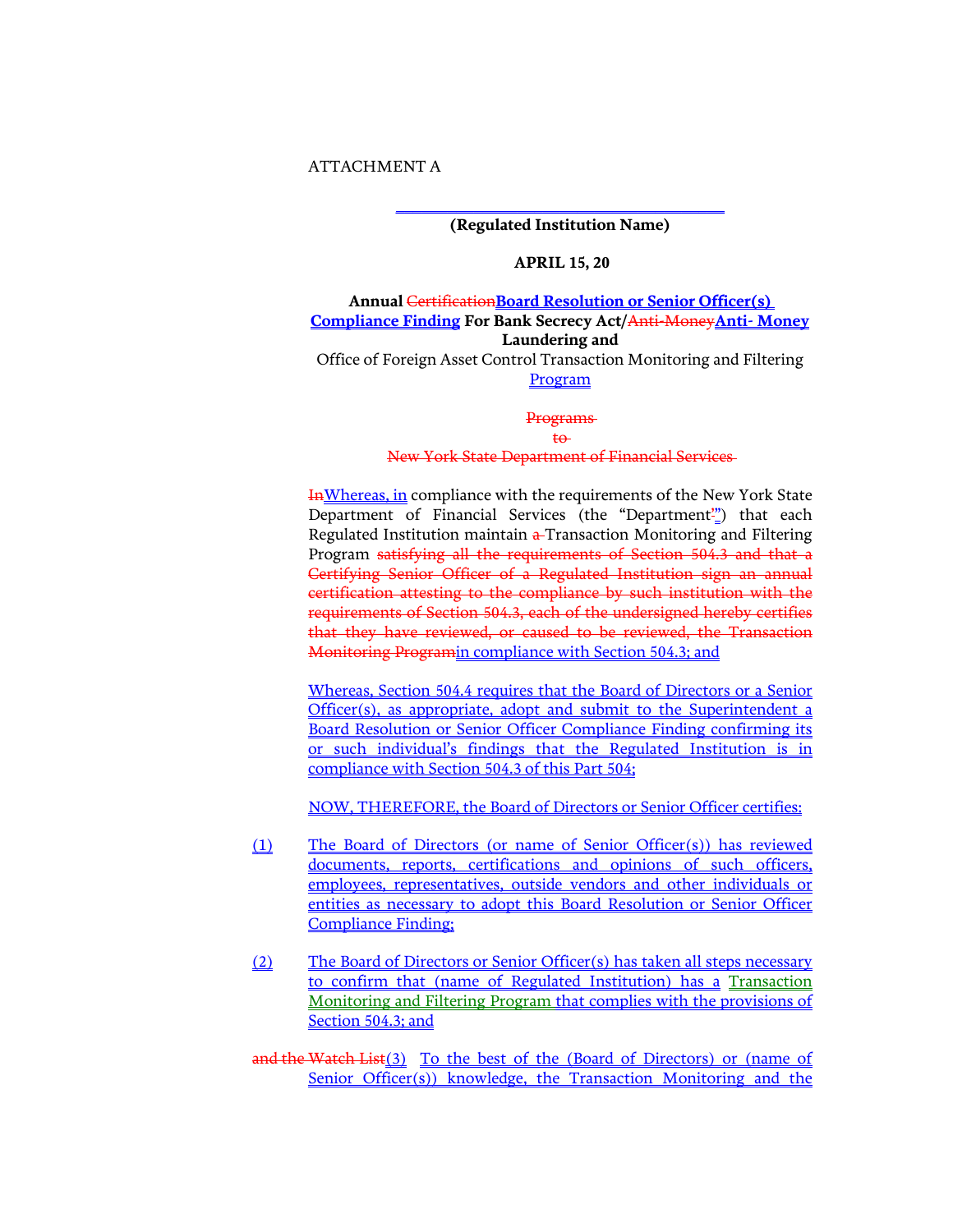ATTACHMENT A

______________________________________

**(Regulated Institution Name)**

**APRIL 15, 20**

**Annual ~~Certification~~Board Resolution or Senior Officer(s) Compliance Finding For Bank Secrecy Act/~~Anti-Money~~Anti- Money Laundering and**

Office of Foreign Asset Control Transaction Monitoring and Filtering Program

~~Programs~~

~~to~~

~~New York State Department of Financial Services~~

~~In~~Whereas, in compliance with the requirements of the New York State Department of Financial Services (the "Department") that each Regulated Institution maintain ~~a~~ Transaction Monitoring and Filtering Program ~~satisfying all the requirements of Section 504.3 and that a Certifying Senior Officer of a Regulated Institution sign an annual certification attesting to the compliance by such institution with the requirements of Section 504.3, each of the undersigned hereby certifies that they have reviewed, or caused to be reviewed, the Transaction Monitoring Program~~in compliance with Section 504.3; and

Whereas, Section 504.4 requires that the Board of Directors or a Senior Officer(s), as appropriate, adopt and submit to the Superintendent a Board Resolution or Senior Officer Compliance Finding confirming its or such individual's findings that the Regulated Institution is in compliance with Section 504.3 of this Part 504;

NOW, THEREFORE, the Board of Directors or Senior Officer certifies:

(1) The Board of Directors (or name of Senior Officer(s)) has reviewed documents, reports, certifications and opinions of such officers, employees, representatives, outside vendors and other individuals or entities as necessary to adopt this Board Resolution or Senior Officer Compliance Finding;

(2) The Board of Directors or Senior Officer(s) has taken all steps necessary to confirm that (name of Regulated Institution) has a Transaction Monitoring and Filtering Program that complies with the provisions of Section 504.3; and

~~and the Watch List~~(3) To the best of the (Board of Directors) or (name of Senior Officer(s)) knowledge, the Transaction Monitoring and the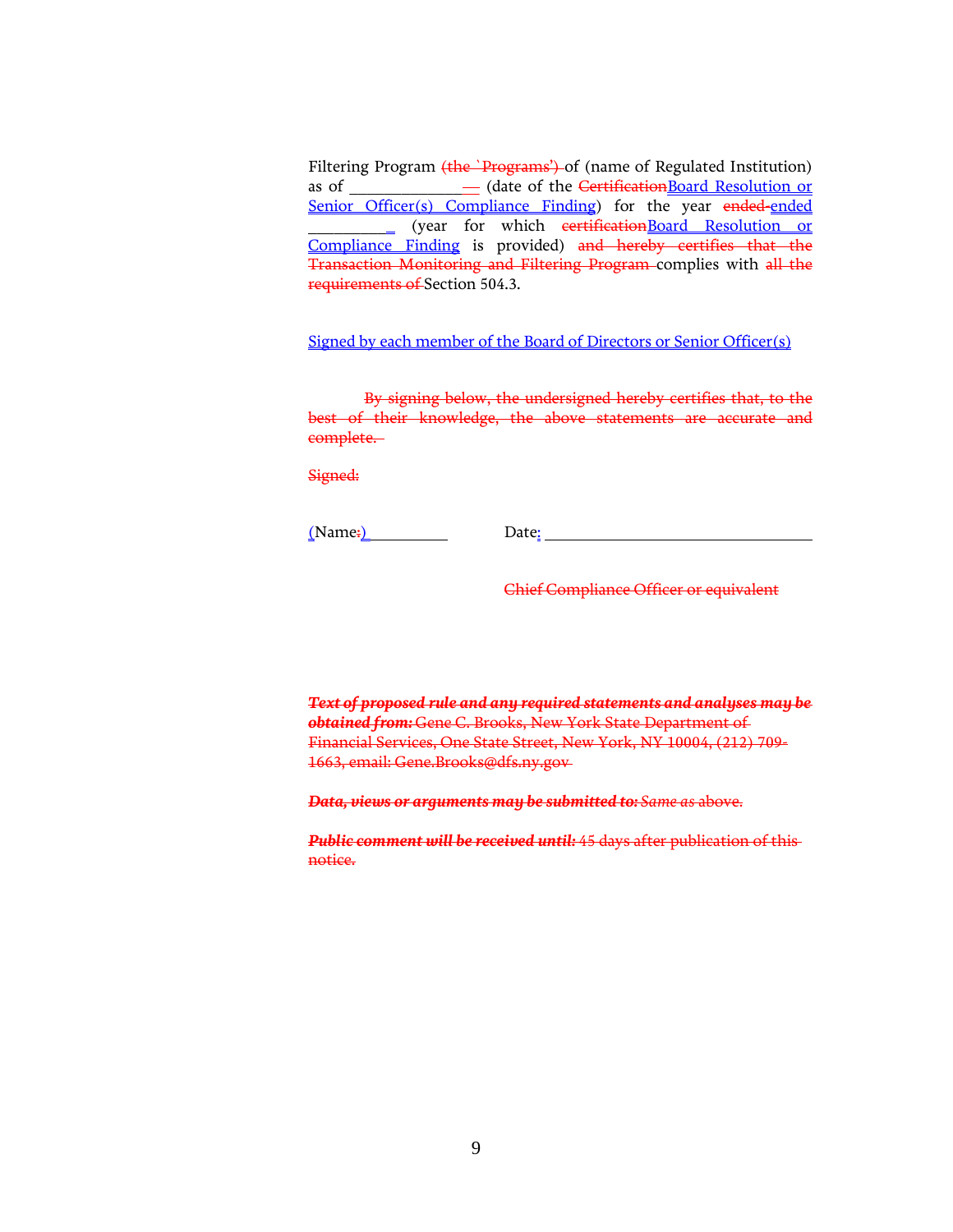Filtering Program ~~(the `Programs')~~ of (name of Regulated Institution) as of ______________ ~~—~~ (date of the ~~Certification~~<u>Board Resolution or Senior Officer(s) Compliance Finding</u>) for the year ~~ended~~ <u>ended</u> __________ (year for which ~~certification~~<u>Board Resolution or Compliance Finding</u> is provided) ~~and hereby certifies that the Transaction Monitoring and Filtering Program~~ complies with ~~all the requirements of~~ Section 504.3.

<u>Signed by each member of the Board of Directors or Senior Officer(s)</u>

~~By signing below, the undersigned hereby certifies that, to the best of their knowledge, the above statements are accurate and complete.~~

~~Signed:~~

<u>(</u>Name~~:~~<u>)</u> __________ Date<u>:</u> ________________________________

~~Chief Compliance Officer or equivalent~~

~~***Text of proposed rule and any required statements and analyses may be obtained from:*** Gene C. Brooks, New York State Department of Financial Services, One State Street, New York, NY 10004, (212) 709-1663, email: Gene.Brooks@dfs.ny.gov~~

~~***Data, views or arguments may be submitted to:*** *Same as* above.~~

~~***Public comment will be received until:*** 45 days after publication of this notice.~~